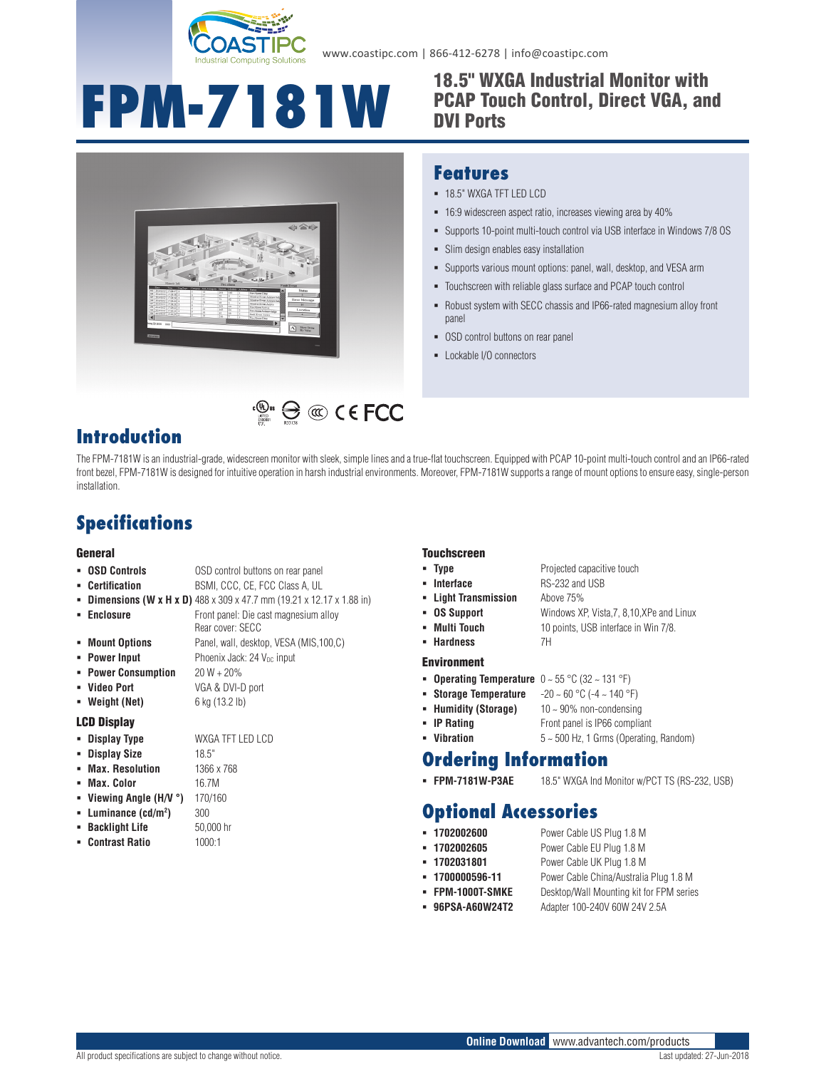www.coastipc.com | 866-412-6278 | info@coastipc.com

# FPM-7181W

## 18.5" WXGA Industrial Monitor with PCAP Touch Control, Direct VGA, and DVI Ports

## Features

- 18.5" WXGA TFT LED LCD
- 16:9 widescreen aspect ratio, increases viewing area by 40%
- Supports 10-point multi-touch control via USB interface in Windows 7/8 OS
- Slim design enables easy installation
- Supports various mount options: panel, wall, desktop, and VESA arm
- Touchscreen with reliable glass surface and PCAP touch control
- Robust system with SECC chassis and IP66-rated magnesium alloy front panel
- OSD control buttons on rear panel
- Lockable I/O connectors

## Introduction

The FPM-7181W is an industrial-grade, widescreen monitor with sleek, simple lines and a true-flat touchscreen. Equipped with PCAP 10-point multi-touch control and an IP66-rated front bezel, FPM-7181W is designed for intuitive operation in harsh industrial environments. Moreover, FPM-7181W supports a range of mount options to ensure easy, single-person installation.

## Specifications

### General

- **OSD Controls** OSD control buttons on rear panel
- **Certification** BSMI, CCC, CE, FCC Class A, UL
- **Dimensions (W x H x D)** 488 x 309 x 47.7 mm (19.21 x 12.17 x 1.88 in)
- **Enclosure** Front panel: Die cast magnesium alloy
  Rear cover: SECC
- **Mount Options** Panel, wall, desktop, VESA (MIS,100,C)
- **Power Input** Phoenix Jack: 24 $V_{DC}$ input
- **Power Consumption** 20 W + 20%
- **Video Port** VGA & DVI-D port
- **Weight (Net)** 6 kg (13.2 lb)

### LCD Display

- **Display Type** WXGA TFT LED LCD
- **Display Size** 18.5"
- **Max. Resolution** 1366 x 768
- **Max. Color** 16.7M
- **Viewing Angle (H/V °)** 170/160
- **Luminance (cd/m²)** 300
- **Backlight Life** 50,000 hr
- **Contrast Ratio** 1000:1

### Touchscreen

- **Type** Projected capacitive touch
- **Interface** RS-232 and USB
- **Light Transmission** Above 75%
- **OS Support** Windows XP, Vista,7, 8,10,XPe and Linux
- **Multi Touch** 10 points, USB interface in Win 7/8.
- **Hardness** 7H

### Environment

- **Operating Temperature** 0 ~ 55 °C (32 ~ 131 °F)
- **Storage Temperature** -20 ~ 60 °C (-4 ~ 140 °F)
- **Humidity (Storage)** 10 ~ 90% non-condensing
- **IP Rating** Front panel is IP66 compliant
- **Vibration** 5 ~ 500 Hz, 1 Grms (Operating, Random)

## Ordering Information

- **FPM-7181W-P3AE** 18.5" WXGA Ind Monitor w/PCT TS (RS-232, USB)

## Optional Accessories

- **1702002600** Power Cable US Plug 1.8 M
- **1702002605** Power Cable EU Plug 1.8 M
- **1702031801** Power Cable UK Plug 1.8 M
- **1700000596-11** Power Cable China/Australia Plug 1.8 M
- **FPM-1000T-SMKE** Desktop/Wall Mounting kit for FPM series
- **96PSA-A60W24T2** Adapter 100-240V 60W 24V 2.5A

**Online Download** www.advantech.com/products

All product specifications are subject to change without notice. Last updated: 27-Jun-2018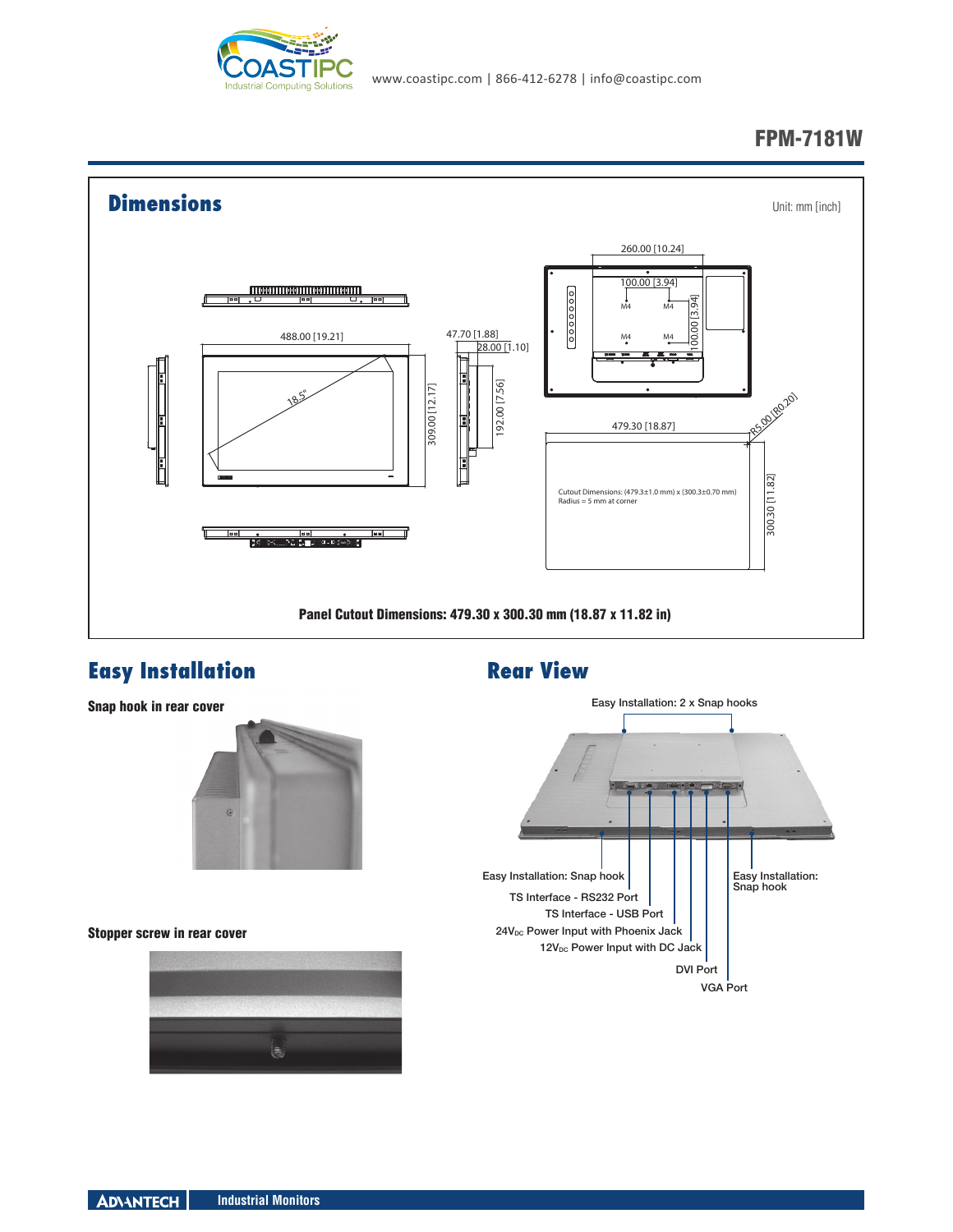# FPM-7181W

## Dimensions

Unit: mm [inch]

488.00 [19.21]

18.5"

309.00 [12.17]

47.70 [1.88]

28.00 [1.10]

192.00 [7.56]

260.00 [10.24]

100.00 [3.94]

M4

M4

100.00 [3.94]

M4

M4

479.30 [18.87]

R5.00 [R0.20]

300.30 [11.82]

Cutout Dimensions: (479.3±1.0 mm) x (300.3±0.70 mm)
Radius = 5 mm at corner

**Panel Cutout Dimensions: 479.30 x 300.30 mm (18.87 x 11.82 in)**

## Easy Installation

**Snap hook in rear cover**

**Stopper screw in rear cover**

## Rear View

Easy Installation: 2 x Snap hooks

Easy Installation: Snap hook

TS Interface - RS232 Port

TS Interface - USB Port

$24V_{DC}$ Power Input with Phoenix Jack

$12V_{DC}$ Power Input with DC Jack

DVI Port

VGA Port

Easy Installation: Snap hook